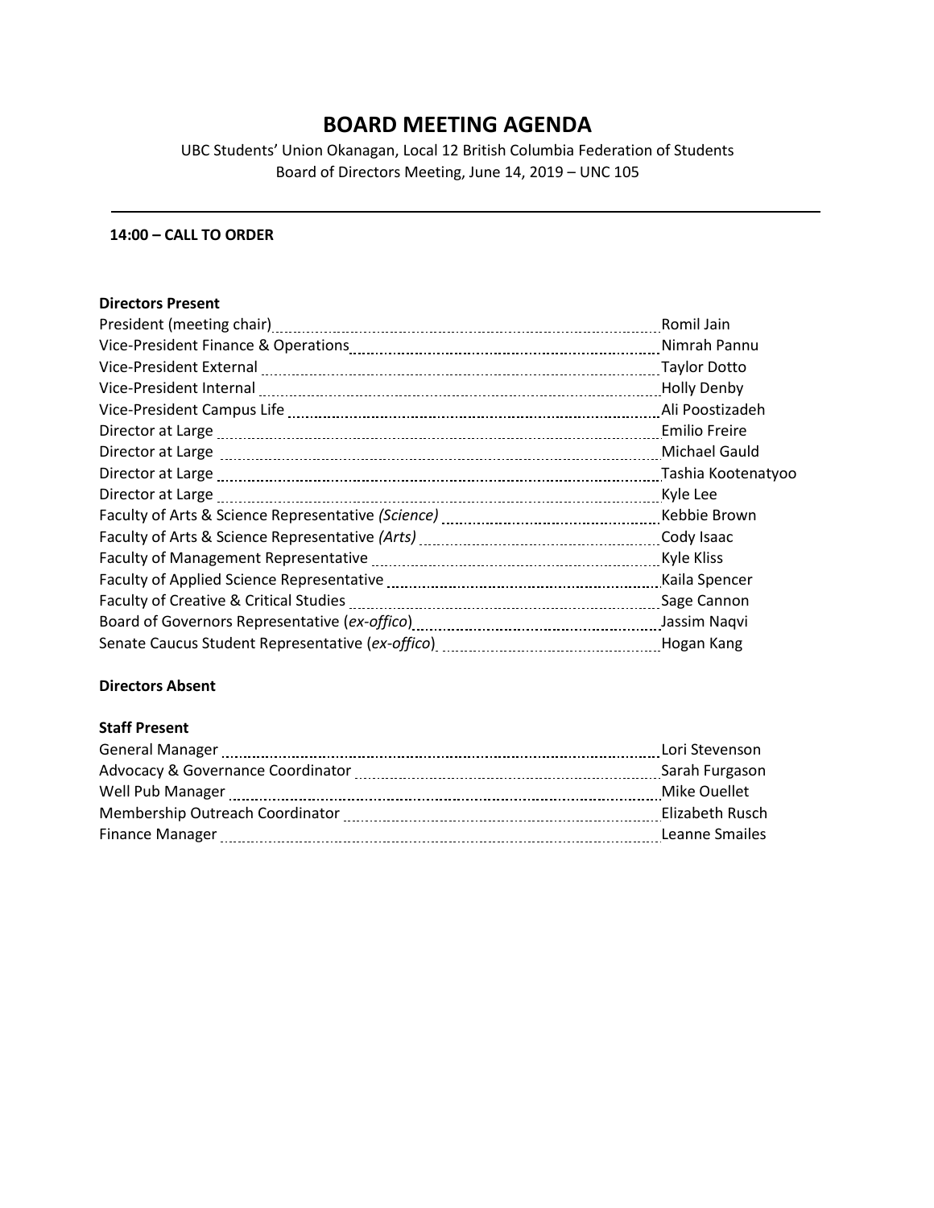# BOARD MEETING AGENDA

UBC Students' Union Okanagan, Local 12 British Columbia Federation of Students
Board of Directors Meeting, June 14, 2019 – UNC 105

---

**14:00 – CALL TO ORDER**

**Directors Present**

| | |
|---|---|
| President (meeting chair) | Romil Jain |
| Vice-President Finance & Operations | Nimrah Pannu |
| Vice-President External | Taylor Dotto |
| Vice-President Internal | Holly Denby |
| Vice-President Campus Life | Ali Poostizadeh |
| Director at Large | Emilio Freire |
| Director at Large | Michael Gauld |
| Director at Large | Tashia Kootenatyoo |
| Director at Large | Kyle Lee |
| Faculty of Arts & Science Representative *(Science)* | Kebbie Brown |
| Faculty of Arts & Science Representative *(Arts)* | Cody Isaac |
| Faculty of Management Representative | Kyle Kliss |
| Faculty of Applied Science Representative | Kaila Spencer |
| Faculty of Creative & Critical Studies | Sage Cannon |
| Board of Governors Representative (*ex-offico*) | Jassim Naqvi |
| Senate Caucus Student Representative (*ex-offico*) | Hogan Kang |

**Directors Absent**

**Staff Present**

| | |
|---|---|
| General Manager | Lori Stevenson |
| Advocacy & Governance Coordinator | Sarah Furgason |
| Well Pub Manager | Mike Ouellet |
| Membership Outreach Coordinator | Elizabeth Rusch |
| Finance Manager | Leanne Smailes |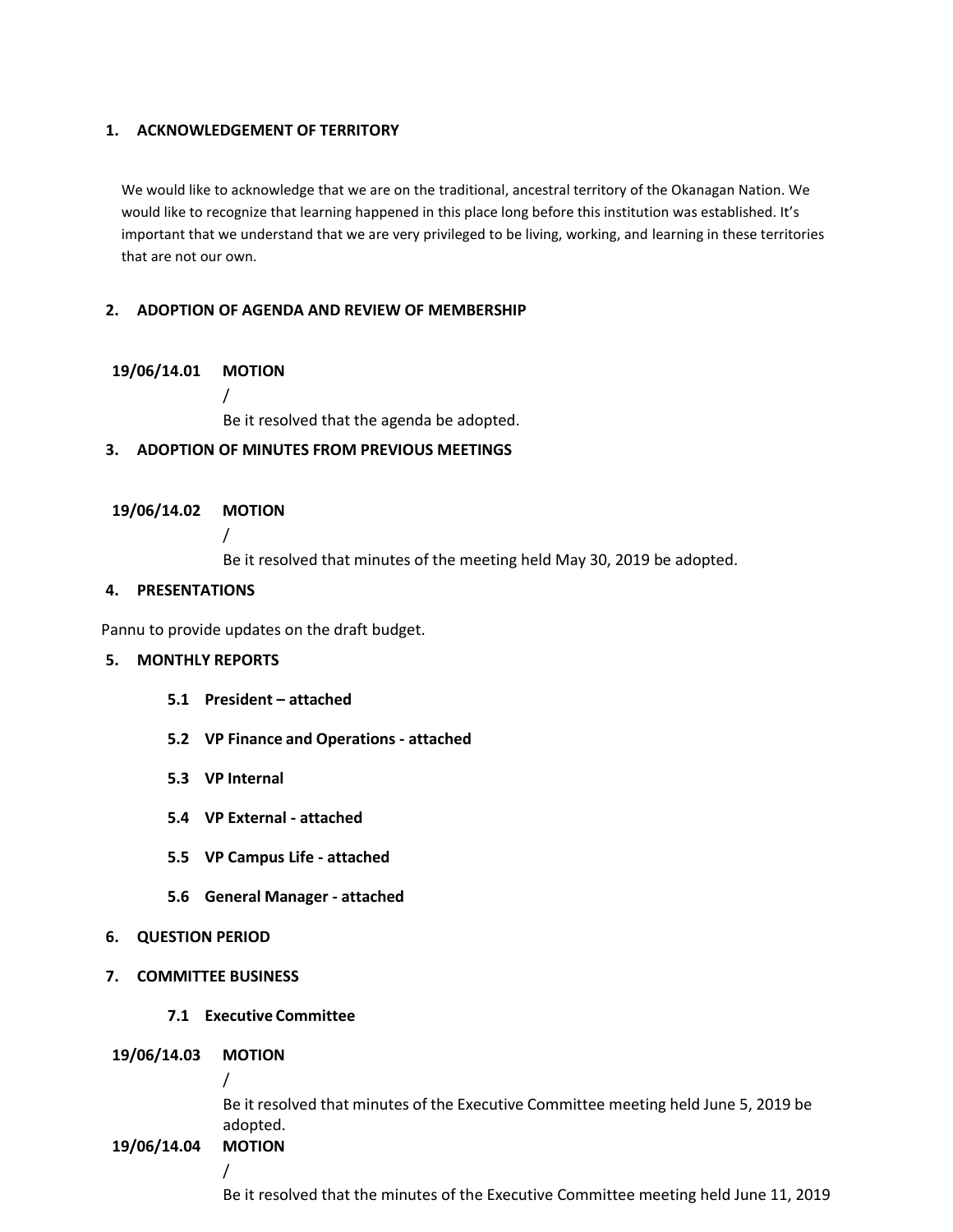## 1. ACKNOWLEDGEMENT OF TERRITORY

We would like to acknowledge that we are on the traditional, ancestral territory of the Okanagan Nation. We would like to recognize that learning happened in this place long before this institution was established. It's important that we understand that we are very privileged to be living, working, and learning in these territories that are not our own.

## 2. ADOPTION OF AGENDA AND REVIEW OF MEMBERSHIP

**19/06/14.01 MOTION**

/

Be it resolved that the agenda be adopted.

## 3. ADOPTION OF MINUTES FROM PREVIOUS MEETINGS

**19/06/14.02 MOTION**

/

Be it resolved that minutes of the meeting held May 30, 2019 be adopted.

## 4. PRESENTATIONS

Pannu to provide updates on the draft budget.

## 5. MONTHLY REPORTS

**5.1 President – attached**

**5.2 VP Finance and Operations - attached**

**5.3 VP Internal**

**5.4 VP External - attached**

**5.5 VP Campus Life - attached**

**5.6 General Manager - attached**

## 6. QUESTION PERIOD

## 7. COMMITTEE BUSINESS

**7.1 Executive Committee**

**19/06/14.03 MOTION**

/

Be it resolved that minutes of the Executive Committee meeting held June 5, 2019 be adopted.

**19/06/14.04 MOTION**

/

Be it resolved that the minutes of the Executive Committee meeting held June 11, 2019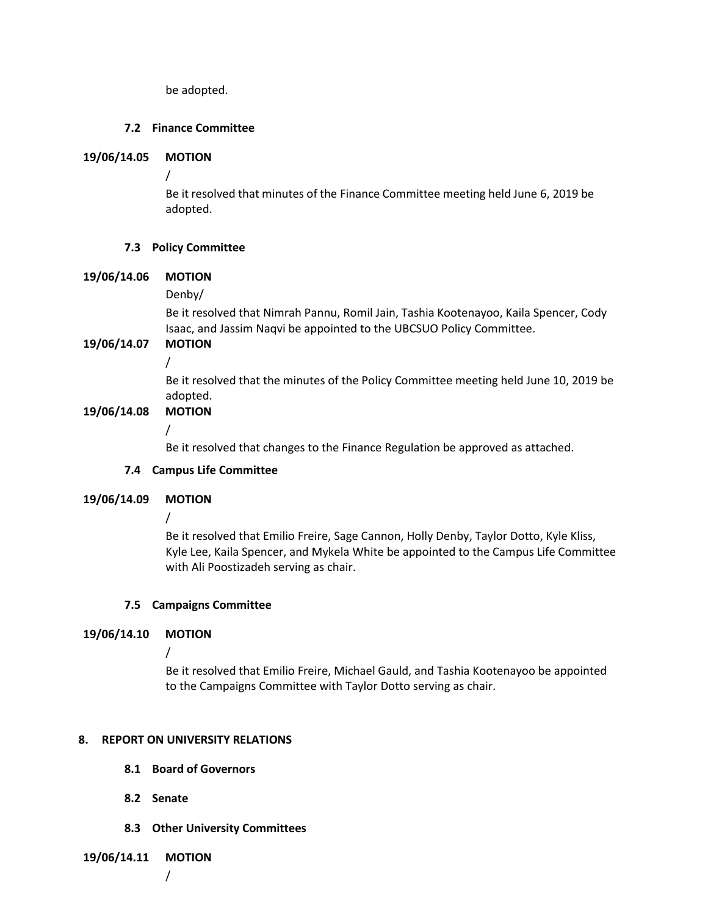be adopted.

### 7.2 Finance Committee

**19/06/14.05 MOTION**

/

Be it resolved that minutes of the Finance Committee meeting held June 6, 2019 be adopted.

### 7.3 Policy Committee

**19/06/14.06 MOTION**

Denby/

Be it resolved that Nimrah Pannu, Romil Jain, Tashia Kootenayoo, Kaila Spencer, Cody Isaac, and Jassim Naqvi be appointed to the UBCSUO Policy Committee.

**19/06/14.07 MOTION**

/

Be it resolved that the minutes of the Policy Committee meeting held June 10, 2019 be adopted.

**19/06/14.08 MOTION**

/

Be it resolved that changes to the Finance Regulation be approved as attached.

### 7.4 Campus Life Committee

**19/06/14.09 MOTION**

/

Be it resolved that Emilio Freire, Sage Cannon, Holly Denby, Taylor Dotto, Kyle Kliss, Kyle Lee, Kaila Spencer, and Mykela White be appointed to the Campus Life Committee with Ali Poostizadeh serving as chair.

### 7.5 Campaigns Committee

**19/06/14.10 MOTION**

/

Be it resolved that Emilio Freire, Michael Gauld, and Tashia Kootenayoo be appointed to the Campaigns Committee with Taylor Dotto serving as chair.

## 8. REPORT ON UNIVERSITY RELATIONS

### 8.1 Board of Governors

### 8.2 Senate

### 8.3 Other University Committees

**19/06/14.11 MOTION**

/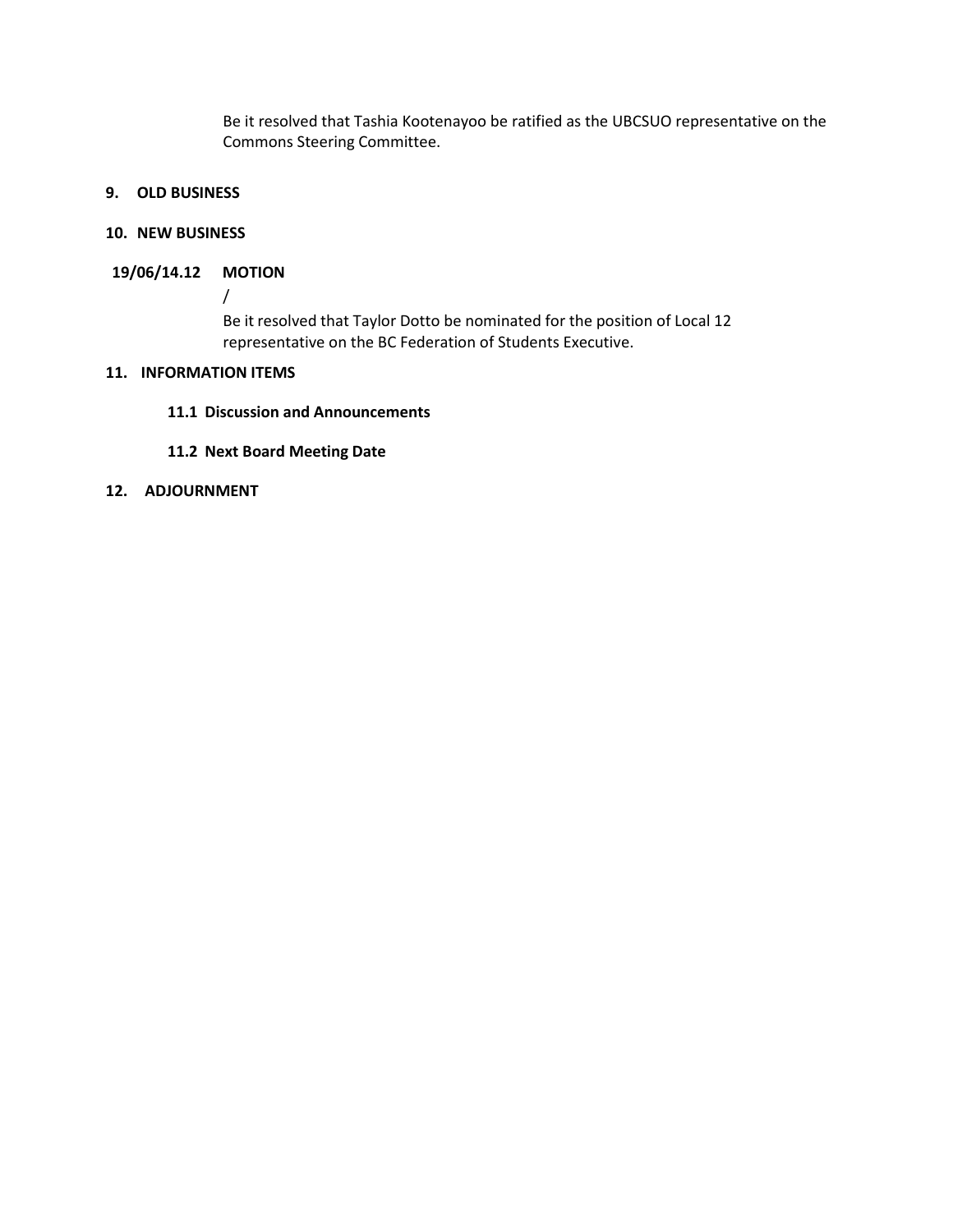Be it resolved that Tashia Kootenayoo be ratified as the UBCSUO representative on the Commons Steering Committee.

**9. OLD BUSINESS**

**10. NEW BUSINESS**

**19/06/14.12 MOTION**

/

Be it resolved that Taylor Dotto be nominated for the position of Local 12 representative on the BC Federation of Students Executive.

**11. INFORMATION ITEMS**

**11.1 Discussion and Announcements**

**11.2 Next Board Meeting Date**

**12. ADJOURNMENT**